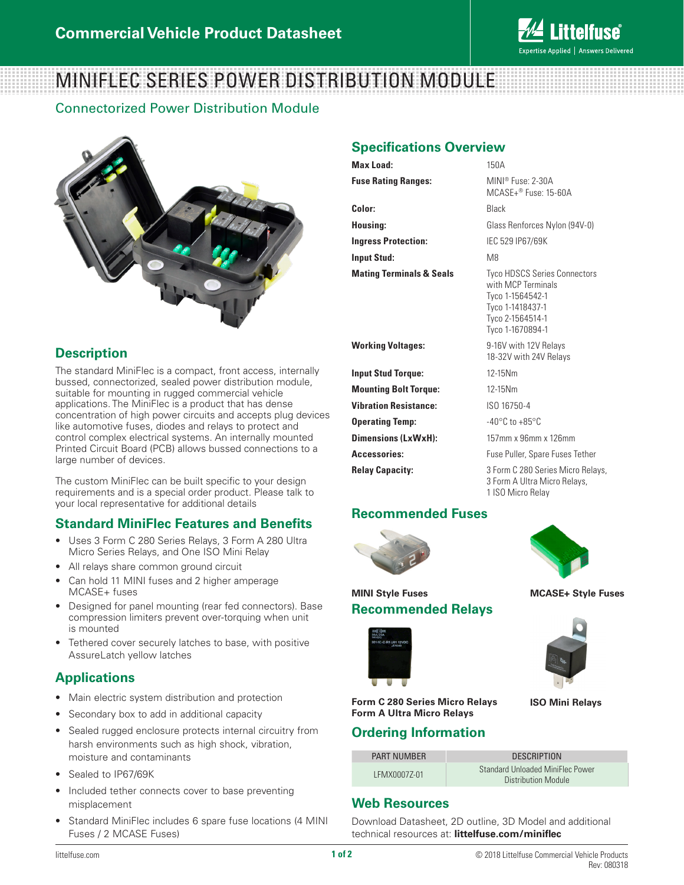Commercial Vehicle Product Datasheet

# MINIFLEC SERIES POWER DISTRIBUTION MODULE

## Connectorized Power Distribution Module

## Description

The standard MiniFlec is a compact, front access, internally bussed, connectorized, sealed power distribution module, suitable for mounting in rugged commercial vehicle applications. The MiniFlec is a product that has dense concentration of high power circuits and accepts plug devices like automotive fuses, diodes and relays to protect and control complex electrical systems. An internally mounted Printed Circuit Board (PCB) allows bussed connections to a large number of devices.

The custom MiniFlec can be built specific to your design requirements and is a special order product. Please talk to your local representative for additional details

## Standard MiniFlec Features and Benefits

- Uses 3 Form C 280 Series Relays, 3 Form A 280 Ultra Micro Series Relays, and One ISO Mini Relay
- All relays share common ground circuit
- Can hold 11 MINI fuses and 2 higher amperage MCASE+ fuses
- Designed for panel mounting (rear fed connectors). Base compression limiters prevent over-torquing when unit is mounted
- Tethered cover securely latches to base, with positive AssureLatch yellow latches

## Applications

- Main electric system distribution and protection
- Secondary box to add in additional capacity
- Sealed rugged enclosure protects internal circuitry from harsh environments such as high shock, vibration, moisture and contaminants
- Sealed to IP67/69K
- Included tether connects cover to base preventing misplacement
- Standard MiniFlec includes 6 spare fuse locations (4 MINI Fuses / 2 MCASE Fuses)

## Specifications Overview

| | |
|---|---|
| **Max Load:** | 150A |
| **Fuse Rating Ranges:** | MINI® Fuse: 2-30A<br>MCASE+® Fuse: 15-60A |
| **Color:** | Black |
| **Housing:** | Glass Renforces Nylon (94V-0) |
| **Ingress Protection:** | IEC 529 IP67/69K |
| **Input Stud:** | M8 |
| **Mating Terminals & Seals** | Tyco HDSCS Series Connectors with MCP Terminals<br>Tyco 1-1564542-1<br>Tyco 1-1418437-1<br>Tyco 2-1564514-1<br>Tyco 1-1670894-1 |
| **Working Voltages:** | 9-16V with 12V Relays<br>18-32V with 24V Relays |
| **Input Stud Torque:** | 12-15Nm |
| **Mounting Bolt Torque:** | 12-15Nm |
| **Vibration Resistance:** | ISO 16750-4 |
| **Operating Temp:** | -40°C to +85°C |
| **Dimensions (LxWxH):** | 157mm x 96mm x 126mm |
| **Accessories:** | Fuse Puller, Spare Fuses Tether |
| **Relay Capacity:** | 3 Form C 280 Series Micro Relays,<br>3 Form A Ultra Micro Relays,<br>1 ISO Micro Relay |

## Recommended Fuses

**MINI Style Fuses**

**MCASE+ Style Fuses**

## Recommended Relays

**Form C 280 Series Micro Relays**
**Form A Ultra Micro Relays**

**ISO Mini Relays**

## Ordering Information

| PART NUMBER | DESCRIPTION |
|---|---|
| LFMX0007Z-01 | Standard Unloaded MiniFlec Power Distribution Module |

## Web Resources

Download Datasheet, 2D outline, 3D Model and additional technical resources at: **littelfuse.com/miniflec**

© 2018 Littelfuse Commercial Vehicle Products
Rev: 080318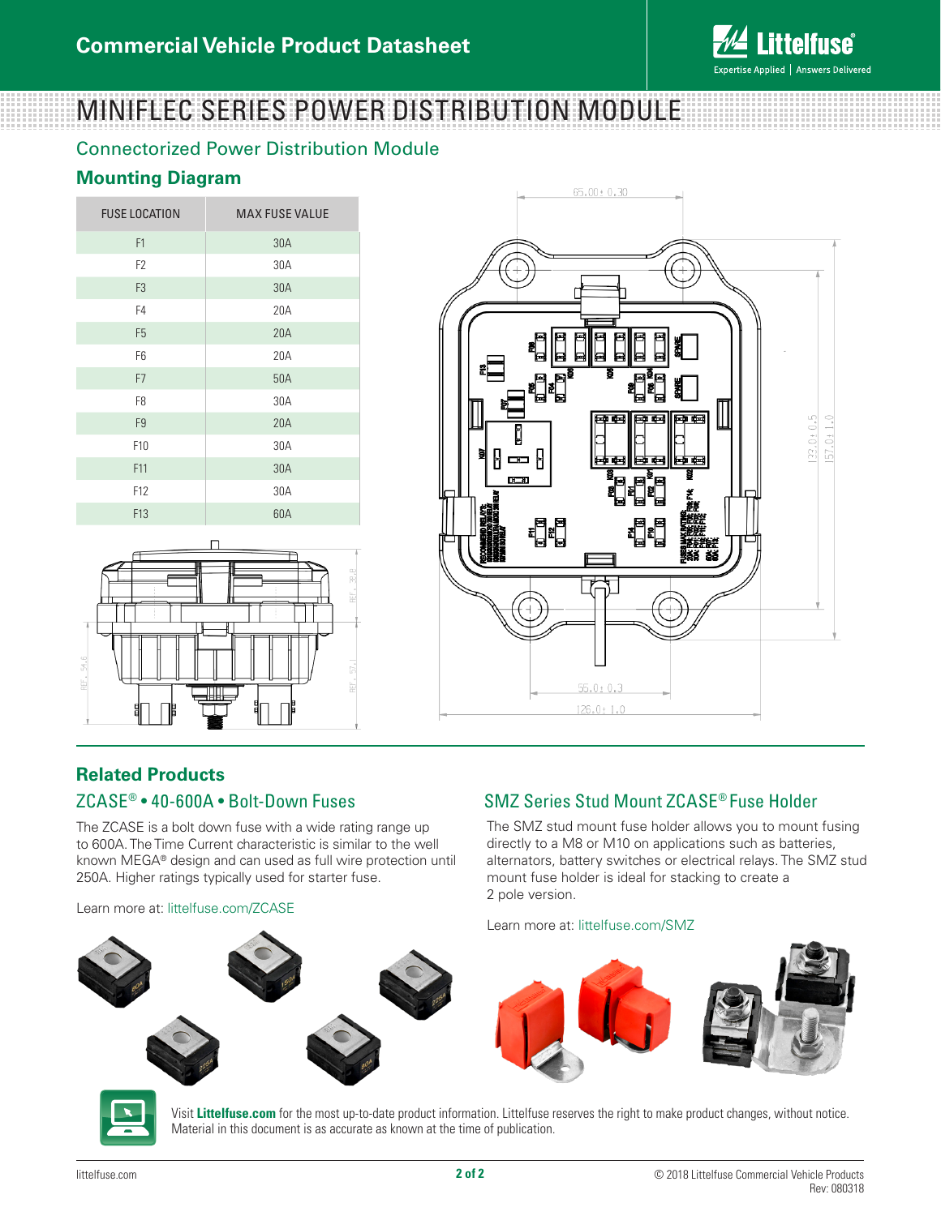# MINIFLEC SERIES POWER DISTRIBUTION MODULE

## Connectorized Power Distribution Module

### Mounting Diagram

| FUSE LOCATION | MAX FUSE VALUE |
|---|---|
| F1 | 30A |
| F2 | 30A |
| F3 | 30A |
| F4 | 20A |
| F5 | 20A |
| F6 | 20A |
| F7 | 50A |
| F8 | 30A |
| F9 | 20A |
| F10 | 30A |
| F11 | 30A |
| F12 | 30A |
| F13 | 60A |

65.00± 0.30

133.0± 0.5

157.0± 1.0

55.0± 0.3

126.0± 1.0

REF. 38.8

REF. 54.6

REF. 57.1

## Related Products

### ZCASE® • 40-600A • Bolt-Down Fuses

The ZCASE is a bolt down fuse with a wide rating range up to 600A. The Time Current characteristic is similar to the well known MEGA® design and can used as full wire protection until 250A. Higher ratings typically used for starter fuse.

Learn more at: littelfuse.com/ZCASE

### SMZ Series Stud Mount ZCASE® Fuse Holder

The SMZ stud mount fuse holder allows you to mount fusing directly to a M8 or M10 on applications such as batteries, alternators, battery switches or electrical relays. The SMZ stud mount fuse holder is ideal for stacking to create a 2 pole version.

Learn more at: littelfuse.com/SMZ

Visit **Littelfuse.com** for the most up-to-date product information. Littelfuse reserves the right to make product changes, without notice. Material in this document is as accurate as known at the time of publication.